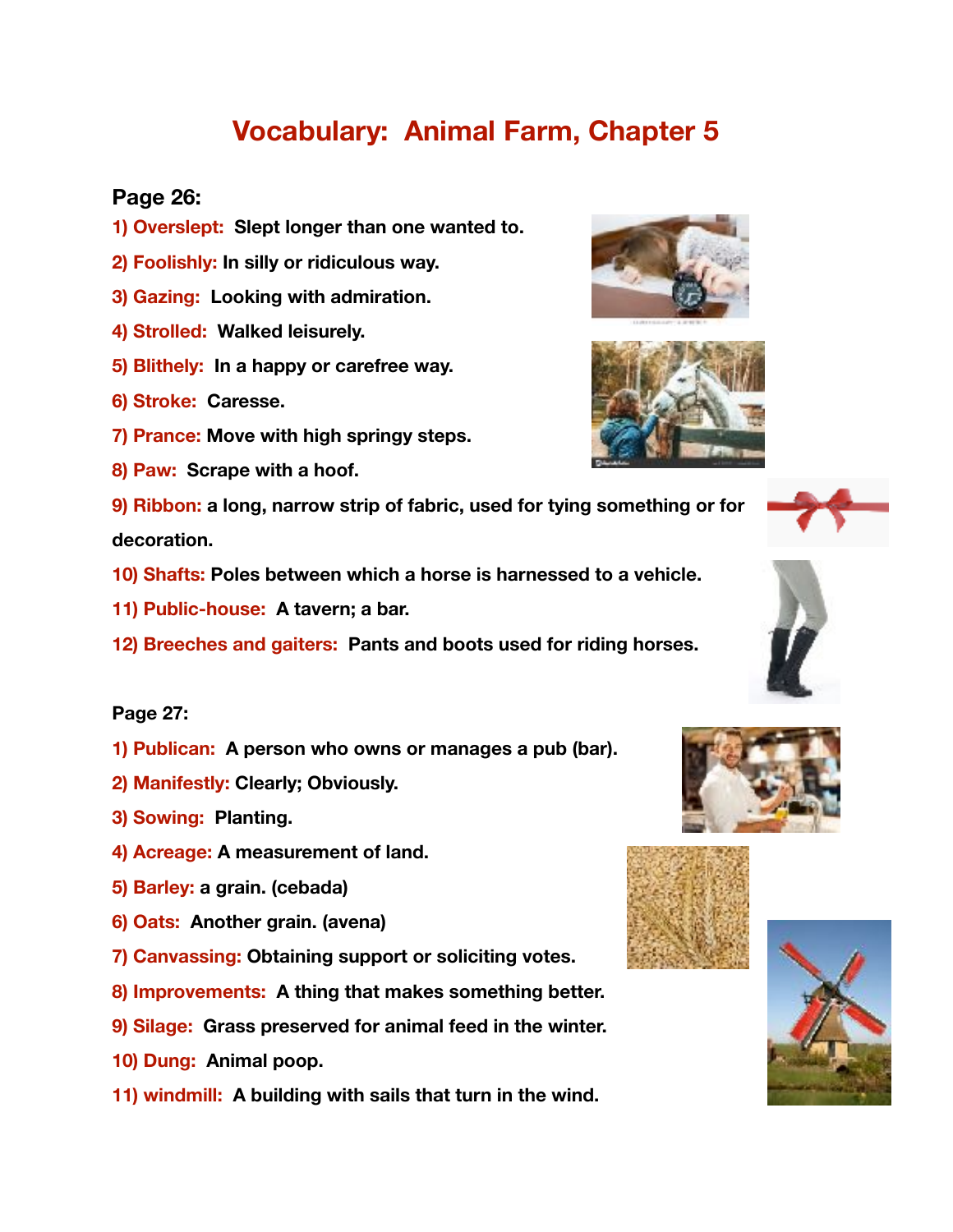# Vocabulary: Animal Farm, Chapter 5

**Page 26:**

1) **Overslept:** Slept longer than one wanted to.
2) **Foolishly:** In silly or ridiculous way.
3) **Gazing:** Looking with admiration.
4) **Strolled:** Walked leisurely.
5) **Blithely:** In a happy or carefree way.
6) **Stroke:** Caresse.
7) **Prance:** Move with high springy steps.
8) **Paw:** Scrape with a hoof.
9) **Ribbon:** a long, narrow strip of fabric, used for tying something or for decoration.
10) **Shafts:** Poles between which a horse is harnessed to a vehicle.
11) **Public-house:** A tavern; a bar.
12) **Breeches and gaiters:** Pants and boots used for riding horses.

**Page 27:**

1) **Publican:** A person who owns or manages a pub (bar).
2) **Manifestly:** Clearly; Obviously.
3) **Sowing:** Planting.
4) **Acreage:** A measurement of land.
5) **Barley:** a grain. (cebada)
6) **Oats:** Another grain. (avena)
7) **Canvassing:** Obtaining support or soliciting votes.
8) **Improvements:** A thing that makes something better.
9) **Silage:** Grass preserved for animal feed in the winter.
10) **Dung:** Animal poop.
11) **windmill:** A building with sails that turn in the wind.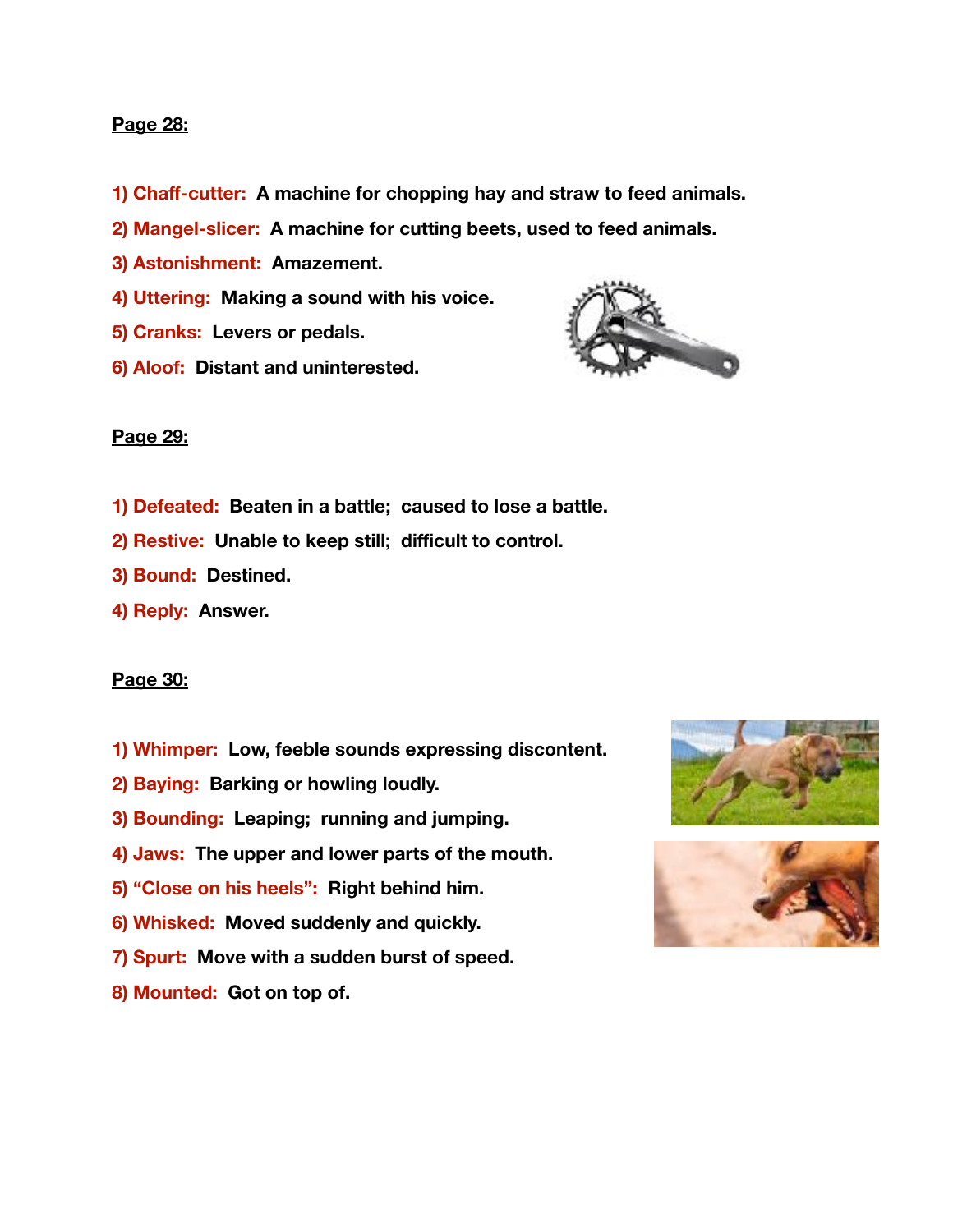**Page 28:**

1) **Chaff-cutter:** **A machine for chopping hay and straw to feed animals.**

2) **Mangel-slicer:** **A machine for cutting beets, used to feed animals.**

3) **Astonishment:** **Amazement.**

4) **Uttering:** **Making a sound with his voice.**

5) **Cranks:** **Levers or pedals.**

6) **Aloof:** **Distant and uninterested.**

**Page 29:**

1) **Defeated:** **Beaten in a battle; caused to lose a battle.**

2) **Restive:** **Unable to keep still; difficult to control.**

3) **Bound:** **Destined.**

4) **Reply:** **Answer.**

**Page 30:**

1) **Whimper:** **Low, feeble sounds expressing discontent.**

2) **Baying:** **Barking or howling loudly.**

3) **Bounding:** **Leaping; running and jumping.**

4) **Jaws:** **The upper and lower parts of the mouth.**

5) **"Close on his heels":** **Right behind him.**

6) **Whisked:** **Moved suddenly and quickly.**

7) **Spurt:** **Move with a sudden burst of speed.**

8) **Mounted:** **Got on top of.**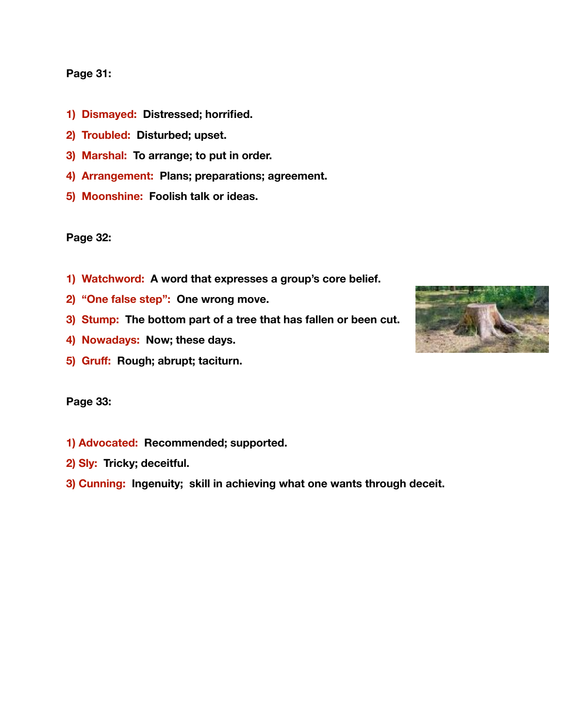**Page 31:**

1) **Dismayed:** Distressed; horrified.
2) **Troubled:** Disturbed; upset.
3) **Marshal:** To arrange; to put in order.
4) **Arrangement:** Plans; preparations; agreement.
5) **Moonshine:** Foolish talk or ideas.

**Page 32:**

1) **Watchword:** A word that expresses a group's core belief.
2) **"One false step":** One wrong move.
3) **Stump:** The bottom part of a tree that has fallen or been cut.
4) **Nowadays:** Now; these days.
5) **Gruff:** Rough; abrupt; taciturn.

**Page 33:**

1) **Advocated:** Recommended; supported.
2) **Sly:** Tricky; deceitful.
3) **Cunning:** Ingenuity; skill in achieving what one wants through deceit.